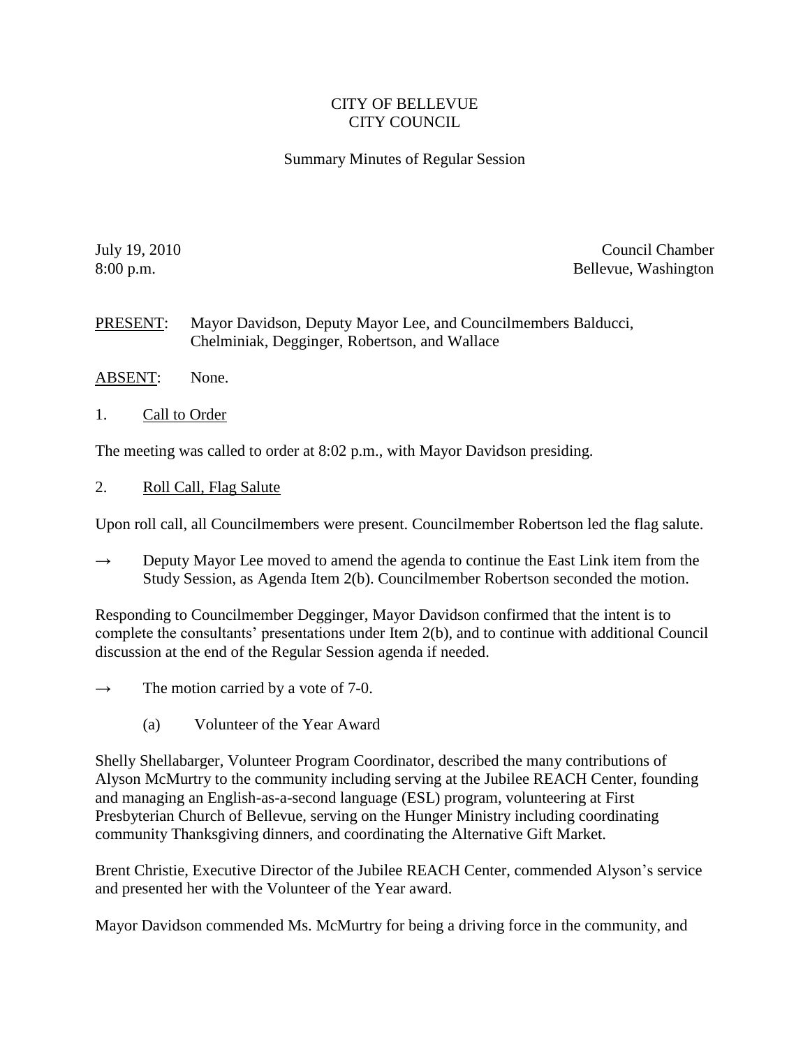CITY OF BELLEVUE
CITY COUNCIL

Summary Minutes of Regular Session

July 19, 2010
8:00 p.m.

Council Chamber
Bellevue, Washington

PRESENT: Mayor Davidson, Deputy Mayor Lee, and Councilmembers Balducci, Chelminiak, Degginger, Robertson, and Wallace

ABSENT: None.

1. Call to Order

The meeting was called to order at 8:02 p.m., with Mayor Davidson presiding.

2. Roll Call, Flag Salute

Upon roll call, all Councilmembers were present. Councilmember Robertson led the flag salute.

→ Deputy Mayor Lee moved to amend the agenda to continue the East Link item from the Study Session, as Agenda Item 2(b). Councilmember Robertson seconded the motion.

Responding to Councilmember Degginger, Mayor Davidson confirmed that the intent is to complete the consultants' presentations under Item 2(b), and to continue with additional Council discussion at the end of the Regular Session agenda if needed.

→ The motion carried by a vote of 7-0.

(a) Volunteer of the Year Award

Shelly Shellabarger, Volunteer Program Coordinator, described the many contributions of Alyson McMurtry to the community including serving at the Jubilee REACH Center, founding and managing an English-as-a-second language (ESL) program, volunteering at First Presbyterian Church of Bellevue, serving on the Hunger Ministry including coordinating community Thanksgiving dinners, and coordinating the Alternative Gift Market.

Brent Christie, Executive Director of the Jubilee REACH Center, commended Alyson's service and presented her with the Volunteer of the Year award.

Mayor Davidson commended Ms. McMurtry for being a driving force in the community, and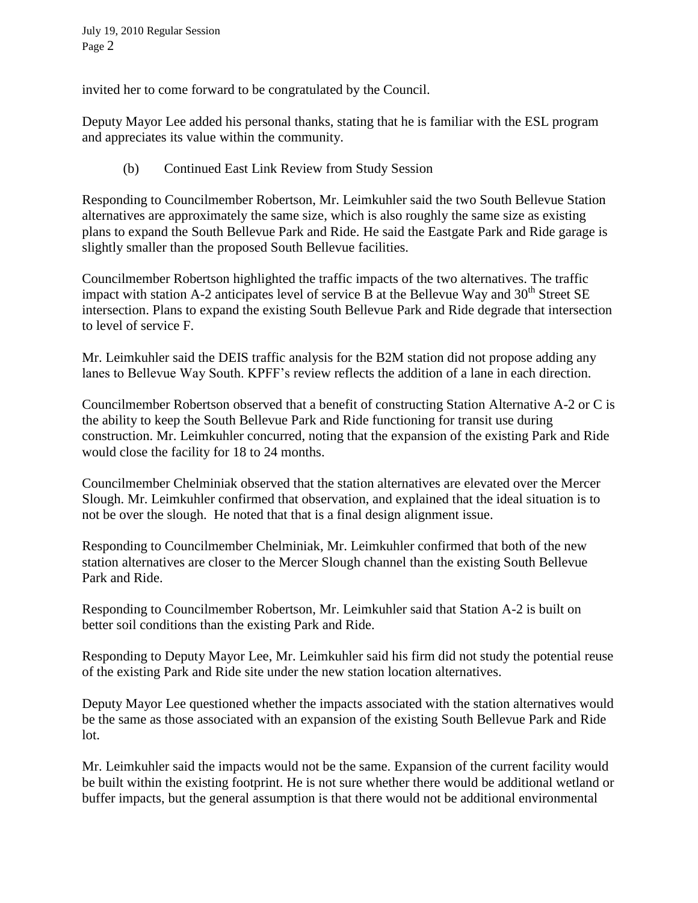invited her to come forward to be congratulated by the Council.

Deputy Mayor Lee added his personal thanks, stating that he is familiar with the ESL program and appreciates its value within the community.

(b) Continued East Link Review from Study Session

Responding to Councilmember Robertson, Mr. Leimkuhler said the two South Bellevue Station alternatives are approximately the same size, which is also roughly the same size as existing plans to expand the South Bellevue Park and Ride. He said the Eastgate Park and Ride garage is slightly smaller than the proposed South Bellevue facilities.

Councilmember Robertson highlighted the traffic impacts of the two alternatives. The traffic impact with station A-2 anticipates level of service B at the Bellevue Way and 30th Street SE intersection. Plans to expand the existing South Bellevue Park and Ride degrade that intersection to level of service F.

Mr. Leimkuhler said the DEIS traffic analysis for the B2M station did not propose adding any lanes to Bellevue Way South. KPFF's review reflects the addition of a lane in each direction.

Councilmember Robertson observed that a benefit of constructing Station Alternative A-2 or C is the ability to keep the South Bellevue Park and Ride functioning for transit use during construction. Mr. Leimkuhler concurred, noting that the expansion of the existing Park and Ride would close the facility for 18 to 24 months.

Councilmember Chelminiak observed that the station alternatives are elevated over the Mercer Slough. Mr. Leimkuhler confirmed that observation, and explained that the ideal situation is to not be over the slough. He noted that that is a final design alignment issue.

Responding to Councilmember Chelminiak, Mr. Leimkuhler confirmed that both of the new station alternatives are closer to the Mercer Slough channel than the existing South Bellevue Park and Ride.

Responding to Councilmember Robertson, Mr. Leimkuhler said that Station A-2 is built on better soil conditions than the existing Park and Ride.

Responding to Deputy Mayor Lee, Mr. Leimkuhler said his firm did not study the potential reuse of the existing Park and Ride site under the new station location alternatives.

Deputy Mayor Lee questioned whether the impacts associated with the station alternatives would be the same as those associated with an expansion of the existing South Bellevue Park and Ride lot.

Mr. Leimkuhler said the impacts would not be the same. Expansion of the current facility would be built within the existing footprint. He is not sure whether there would be additional wetland or buffer impacts, but the general assumption is that there would not be additional environmental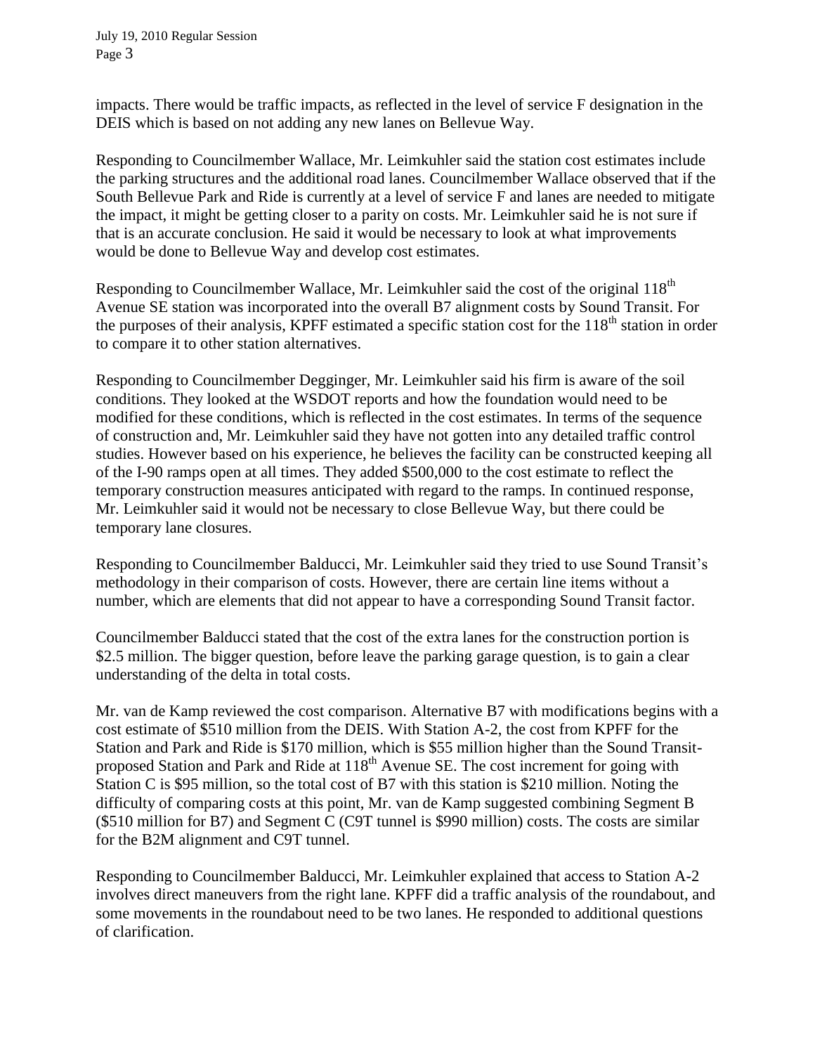impacts. There would be traffic impacts, as reflected in the level of service F designation in the DEIS which is based on not adding any new lanes on Bellevue Way.

Responding to Councilmember Wallace, Mr. Leimkuhler said the station cost estimates include the parking structures and the additional road lanes. Councilmember Wallace observed that if the South Bellevue Park and Ride is currently at a level of service F and lanes are needed to mitigate the impact, it might be getting closer to a parity on costs. Mr. Leimkuhler said he is not sure if that is an accurate conclusion. He said it would be necessary to look at what improvements would be done to Bellevue Way and develop cost estimates.

Responding to Councilmember Wallace, Mr. Leimkuhler said the cost of the original 118th Avenue SE station was incorporated into the overall B7 alignment costs by Sound Transit. For the purposes of their analysis, KPFF estimated a specific station cost for the 118th station in order to compare it to other station alternatives.

Responding to Councilmember Degginger, Mr. Leimkuhler said his firm is aware of the soil conditions. They looked at the WSDOT reports and how the foundation would need to be modified for these conditions, which is reflected in the cost estimates. In terms of the sequence of construction and, Mr. Leimkuhler said they have not gotten into any detailed traffic control studies. However based on his experience, he believes the facility can be constructed keeping all of the I-90 ramps open at all times. They added $500,000 to the cost estimate to reflect the temporary construction measures anticipated with regard to the ramps. In continued response, Mr. Leimkuhler said it would not be necessary to close Bellevue Way, but there could be temporary lane closures.

Responding to Councilmember Balducci, Mr. Leimkuhler said they tried to use Sound Transit's methodology in their comparison of costs. However, there are certain line items without a number, which are elements that did not appear to have a corresponding Sound Transit factor.

Councilmember Balducci stated that the cost of the extra lanes for the construction portion is $2.5 million. The bigger question, before leave the parking garage question, is to gain a clear understanding of the delta in total costs.

Mr. van de Kamp reviewed the cost comparison. Alternative B7 with modifications begins with a cost estimate of $510 million from the DEIS. With Station A-2, the cost from KPFF for the Station and Park and Ride is $170 million, which is $55 million higher than the Sound Transit-proposed Station and Park and Ride at 118th Avenue SE. The cost increment for going with Station C is $95 million, so the total cost of B7 with this station is $210 million. Noting the difficulty of comparing costs at this point, Mr. van de Kamp suggested combining Segment B ($510 million for B7) and Segment C (C9T tunnel is $990 million) costs. The costs are similar for the B2M alignment and C9T tunnel.

Responding to Councilmember Balducci, Mr. Leimkuhler explained that access to Station A-2 involves direct maneuvers from the right lane. KPFF did a traffic analysis of the roundabout, and some movements in the roundabout need to be two lanes. He responded to additional questions of clarification.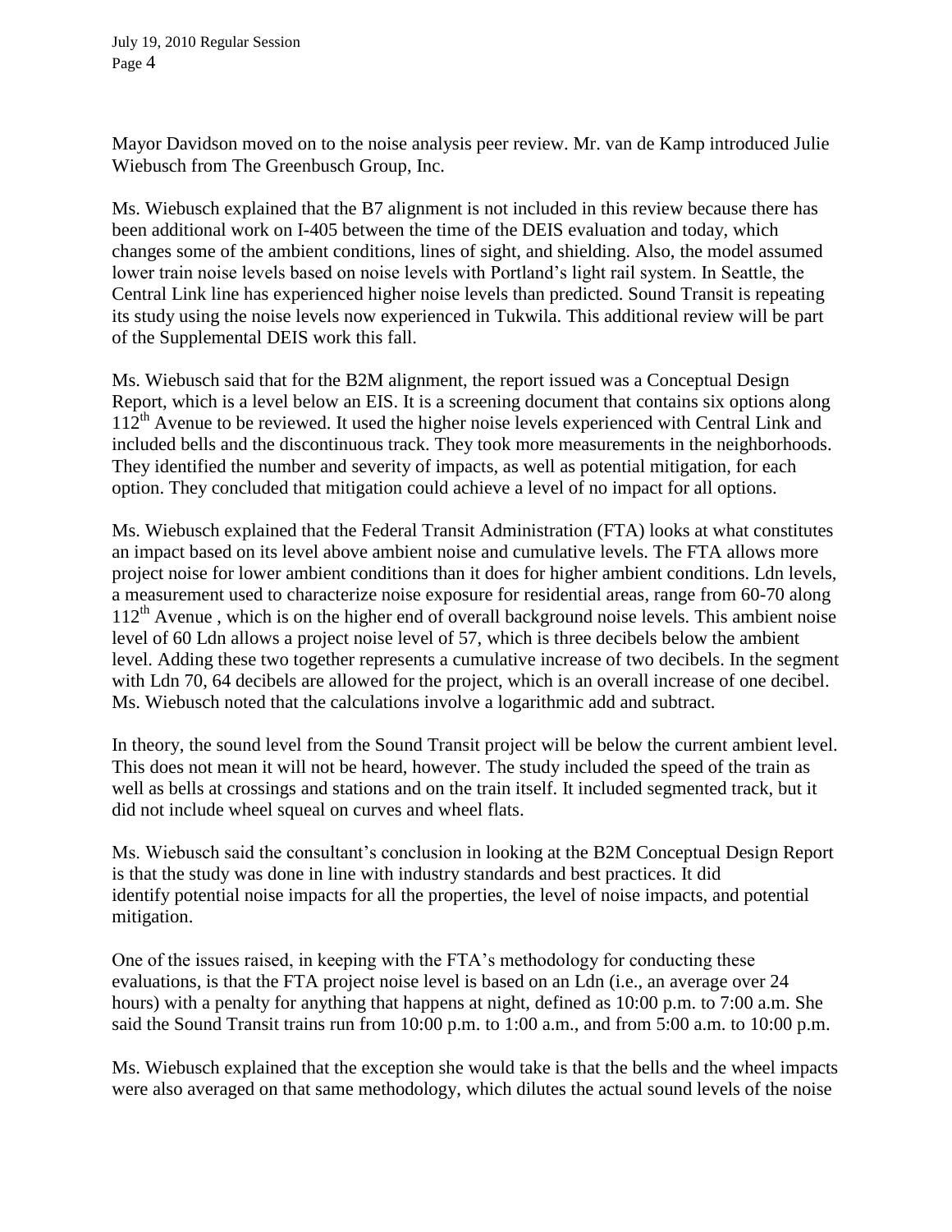Mayor Davidson moved on to the noise analysis peer review. Mr. van de Kamp introduced Julie Wiebusch from The Greenbusch Group, Inc.

Ms. Wiebusch explained that the B7 alignment is not included in this review because there has been additional work on I-405 between the time of the DEIS evaluation and today, which changes some of the ambient conditions, lines of sight, and shielding. Also, the model assumed lower train noise levels based on noise levels with Portland's light rail system. In Seattle, the Central Link line has experienced higher noise levels than predicted. Sound Transit is repeating its study using the noise levels now experienced in Tukwila. This additional review will be part of the Supplemental DEIS work this fall.

Ms. Wiebusch said that for the B2M alignment, the report issued was a Conceptual Design Report, which is a level below an EIS. It is a screening document that contains six options along 112th Avenue to be reviewed. It used the higher noise levels experienced with Central Link and included bells and the discontinuous track. They took more measurements in the neighborhoods. They identified the number and severity of impacts, as well as potential mitigation, for each option. They concluded that mitigation could achieve a level of no impact for all options.

Ms. Wiebusch explained that the Federal Transit Administration (FTA) looks at what constitutes an impact based on its level above ambient noise and cumulative levels. The FTA allows more project noise for lower ambient conditions than it does for higher ambient conditions. Ldn levels, a measurement used to characterize noise exposure for residential areas, range from 60-70 along 112th Avenue , which is on the higher end of overall background noise levels. This ambient noise level of 60 Ldn allows a project noise level of 57, which is three decibels below the ambient level. Adding these two together represents a cumulative increase of two decibels. In the segment with Ldn 70, 64 decibels are allowed for the project, which is an overall increase of one decibel. Ms. Wiebusch noted that the calculations involve a logarithmic add and subtract.

In theory, the sound level from the Sound Transit project will be below the current ambient level. This does not mean it will not be heard, however. The study included the speed of the train as well as bells at crossings and stations and on the train itself. It included segmented track, but it did not include wheel squeal on curves and wheel flats.

Ms. Wiebusch said the consultant's conclusion in looking at the B2M Conceptual Design Report is that the study was done in line with industry standards and best practices. It did identify potential noise impacts for all the properties, the level of noise impacts, and potential mitigation.

One of the issues raised, in keeping with the FTA's methodology for conducting these evaluations, is that the FTA project noise level is based on an Ldn (i.e., an average over 24 hours) with a penalty for anything that happens at night, defined as 10:00 p.m. to 7:00 a.m. She said the Sound Transit trains run from 10:00 p.m. to 1:00 a.m., and from 5:00 a.m. to 10:00 p.m.

Ms. Wiebusch explained that the exception she would take is that the bells and the wheel impacts were also averaged on that same methodology, which dilutes the actual sound levels of the noise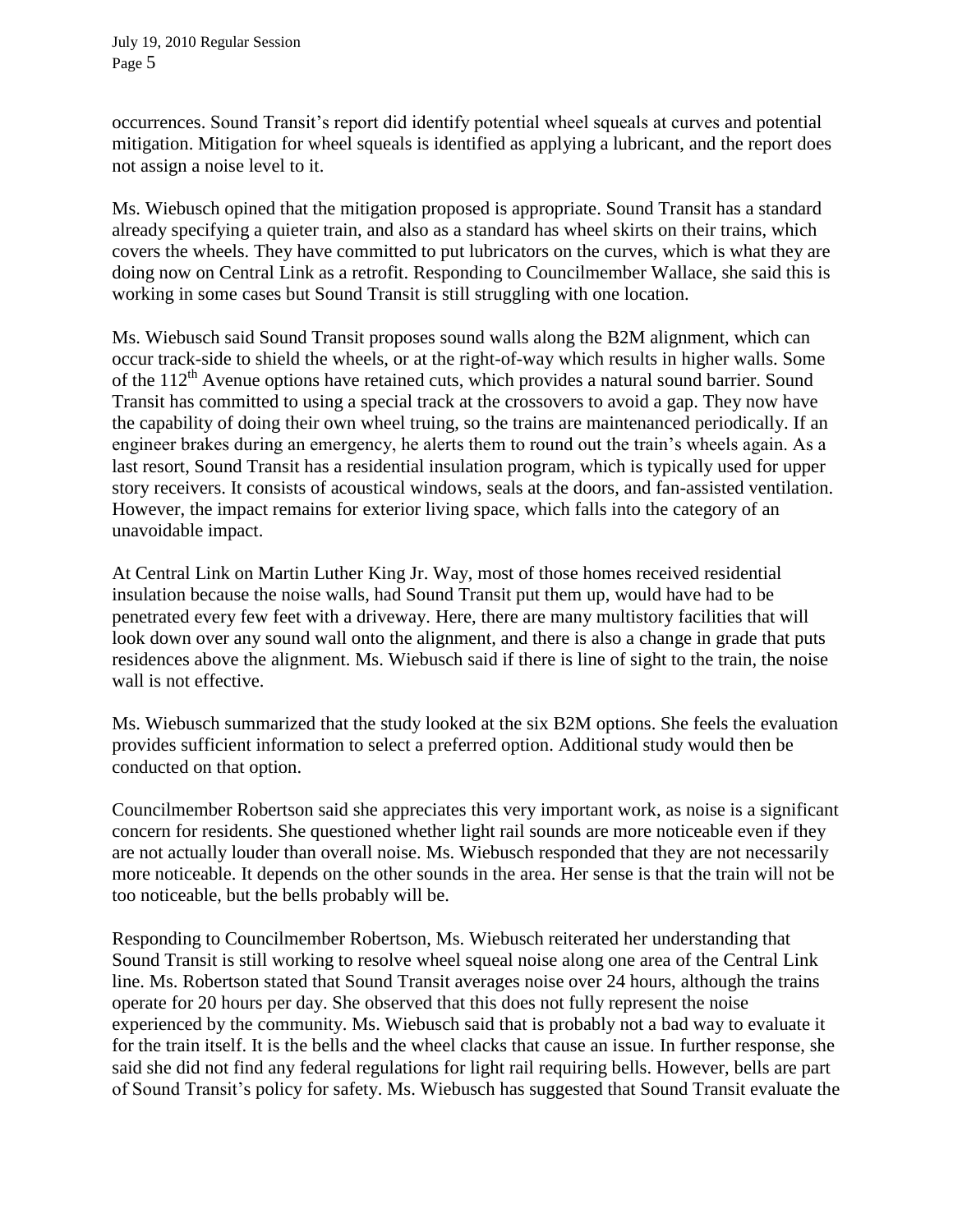occurrences. Sound Transit's report did identify potential wheel squeals at curves and potential mitigation. Mitigation for wheel squeals is identified as applying a lubricant, and the report does not assign a noise level to it.

Ms. Wiebusch opined that the mitigation proposed is appropriate. Sound Transit has a standard already specifying a quieter train, and also as a standard has wheel skirts on their trains, which covers the wheels. They have committed to put lubricators on the curves, which is what they are doing now on Central Link as a retrofit. Responding to Councilmember Wallace, she said this is working in some cases but Sound Transit is still struggling with one location.

Ms. Wiebusch said Sound Transit proposes sound walls along the B2M alignment, which can occur track-side to shield the wheels, or at the right-of-way which results in higher walls. Some of the 112th Avenue options have retained cuts, which provides a natural sound barrier. Sound Transit has committed to using a special track at the crossovers to avoid a gap. They now have the capability of doing their own wheel truing, so the trains are maintenanced periodically. If an engineer brakes during an emergency, he alerts them to round out the train's wheels again. As a last resort, Sound Transit has a residential insulation program, which is typically used for upper story receivers. It consists of acoustical windows, seals at the doors, and fan-assisted ventilation. However, the impact remains for exterior living space, which falls into the category of an unavoidable impact.

At Central Link on Martin Luther King Jr. Way, most of those homes received residential insulation because the noise walls, had Sound Transit put them up, would have had to be penetrated every few feet with a driveway. Here, there are many multistory facilities that will look down over any sound wall onto the alignment, and there is also a change in grade that puts residences above the alignment. Ms. Wiebusch said if there is line of sight to the train, the noise wall is not effective.

Ms. Wiebusch summarized that the study looked at the six B2M options. She feels the evaluation provides sufficient information to select a preferred option. Additional study would then be conducted on that option.

Councilmember Robertson said she appreciates this very important work, as noise is a significant concern for residents. She questioned whether light rail sounds are more noticeable even if they are not actually louder than overall noise. Ms. Wiebusch responded that they are not necessarily more noticeable. It depends on the other sounds in the area. Her sense is that the train will not be too noticeable, but the bells probably will be.

Responding to Councilmember Robertson, Ms. Wiebusch reiterated her understanding that Sound Transit is still working to resolve wheel squeal noise along one area of the Central Link line. Ms. Robertson stated that Sound Transit averages noise over 24 hours, although the trains operate for 20 hours per day. She observed that this does not fully represent the noise experienced by the community. Ms. Wiebusch said that is probably not a bad way to evaluate it for the train itself. It is the bells and the wheel clacks that cause an issue. In further response, she said she did not find any federal regulations for light rail requiring bells. However, bells are part of Sound Transit's policy for safety. Ms. Wiebusch has suggested that Sound Transit evaluate the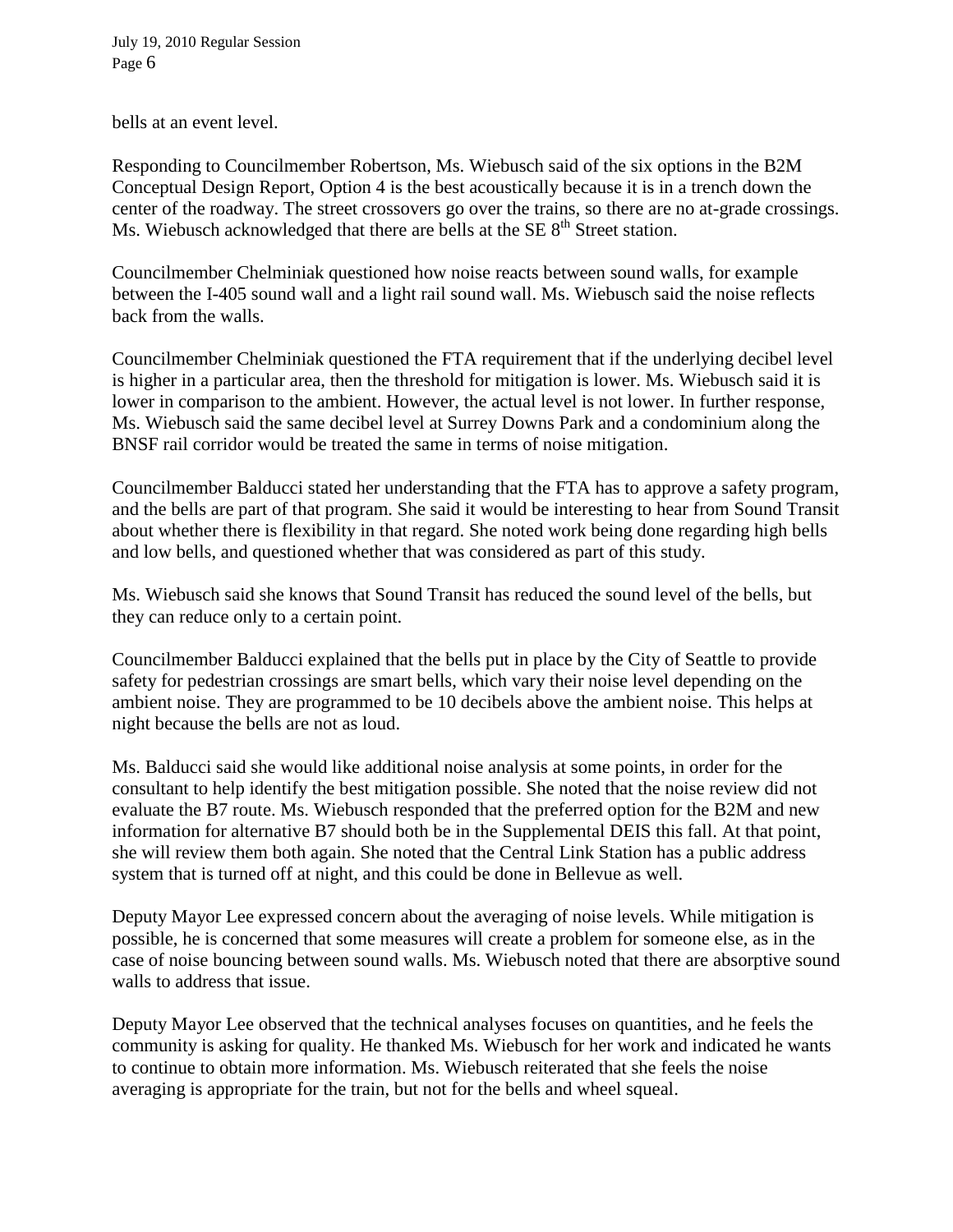bells at an event level.

Responding to Councilmember Robertson, Ms. Wiebusch said of the six options in the B2M Conceptual Design Report, Option 4 is the best acoustically because it is in a trench down the center of the roadway. The street crossovers go over the trains, so there are no at-grade crossings. Ms. Wiebusch acknowledged that there are bells at the SE 8th Street station.

Councilmember Chelminiak questioned how noise reacts between sound walls, for example between the I-405 sound wall and a light rail sound wall. Ms. Wiebusch said the noise reflects back from the walls.

Councilmember Chelminiak questioned the FTA requirement that if the underlying decibel level is higher in a particular area, then the threshold for mitigation is lower. Ms. Wiebusch said it is lower in comparison to the ambient. However, the actual level is not lower. In further response, Ms. Wiebusch said the same decibel level at Surrey Downs Park and a condominium along the BNSF rail corridor would be treated the same in terms of noise mitigation.

Councilmember Balducci stated her understanding that the FTA has to approve a safety program, and the bells are part of that program. She said it would be interesting to hear from Sound Transit about whether there is flexibility in that regard. She noted work being done regarding high bells and low bells, and questioned whether that was considered as part of this study.

Ms. Wiebusch said she knows that Sound Transit has reduced the sound level of the bells, but they can reduce only to a certain point.

Councilmember Balducci explained that the bells put in place by the City of Seattle to provide safety for pedestrian crossings are smart bells, which vary their noise level depending on the ambient noise. They are programmed to be 10 decibels above the ambient noise. This helps at night because the bells are not as loud.

Ms. Balducci said she would like additional noise analysis at some points, in order for the consultant to help identify the best mitigation possible. She noted that the noise review did not evaluate the B7 route. Ms. Wiebusch responded that the preferred option for the B2M and new information for alternative B7 should both be in the Supplemental DEIS this fall. At that point, she will review them both again. She noted that the Central Link Station has a public address system that is turned off at night, and this could be done in Bellevue as well.

Deputy Mayor Lee expressed concern about the averaging of noise levels. While mitigation is possible, he is concerned that some measures will create a problem for someone else, as in the case of noise bouncing between sound walls. Ms. Wiebusch noted that there are absorptive sound walls to address that issue.

Deputy Mayor Lee observed that the technical analyses focuses on quantities, and he feels the community is asking for quality. He thanked Ms. Wiebusch for her work and indicated he wants to continue to obtain more information. Ms. Wiebusch reiterated that she feels the noise averaging is appropriate for the train, but not for the bells and wheel squeal.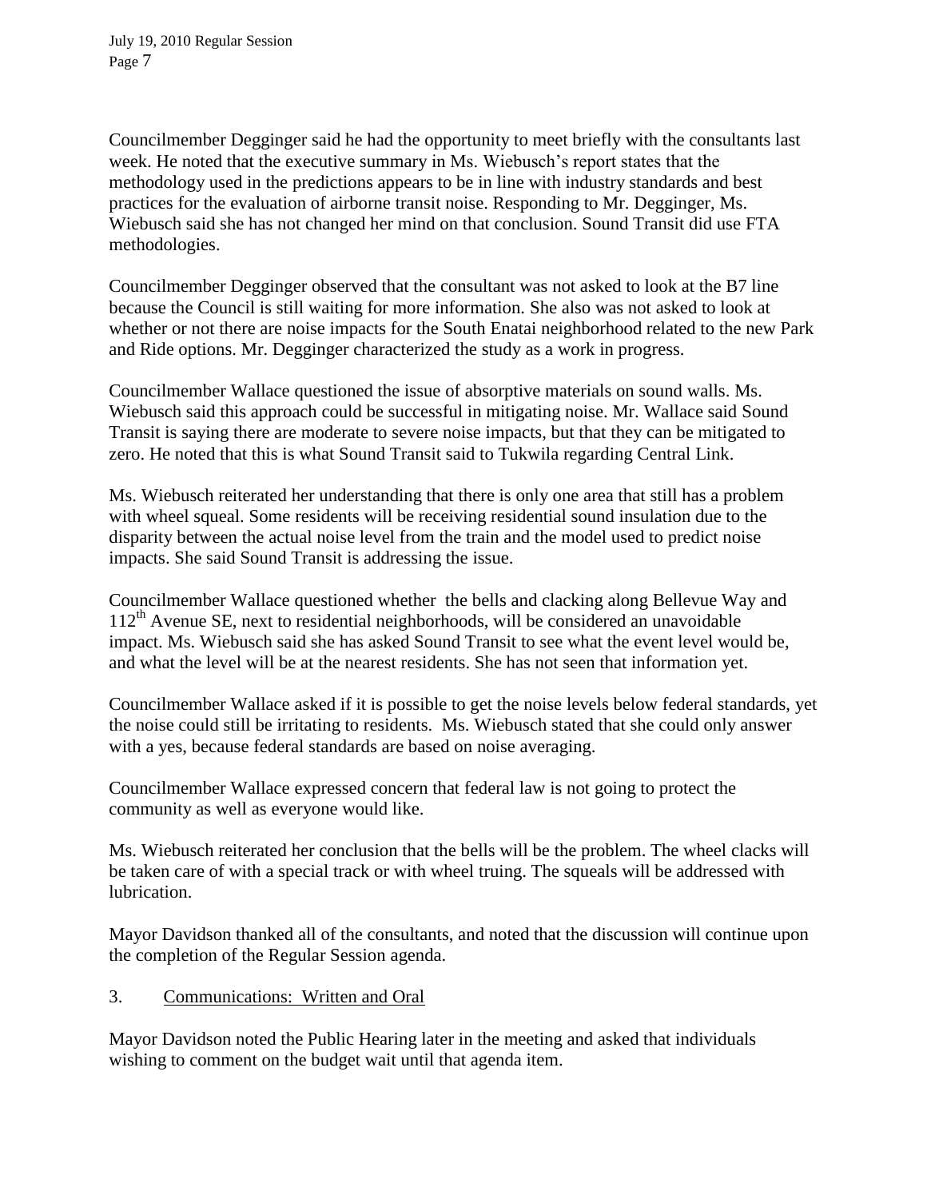Councilmember Degginger said he had the opportunity to meet briefly with the consultants last week. He noted that the executive summary in Ms. Wiebusch's report states that the methodology used in the predictions appears to be in line with industry standards and best practices for the evaluation of airborne transit noise. Responding to Mr. Degginger, Ms. Wiebusch said she has not changed her mind on that conclusion. Sound Transit did use FTA methodologies.

Councilmember Degginger observed that the consultant was not asked to look at the B7 line because the Council is still waiting for more information. She also was not asked to look at whether or not there are noise impacts for the South Enatai neighborhood related to the new Park and Ride options. Mr. Degginger characterized the study as a work in progress.

Councilmember Wallace questioned the issue of absorptive materials on sound walls. Ms. Wiebusch said this approach could be successful in mitigating noise. Mr. Wallace said Sound Transit is saying there are moderate to severe noise impacts, but that they can be mitigated to zero. He noted that this is what Sound Transit said to Tukwila regarding Central Link.

Ms. Wiebusch reiterated her understanding that there is only one area that still has a problem with wheel squeal. Some residents will be receiving residential sound insulation due to the disparity between the actual noise level from the train and the model used to predict noise impacts. She said Sound Transit is addressing the issue.

Councilmember Wallace questioned whether the bells and clacking along Bellevue Way and 112th Avenue SE, next to residential neighborhoods, will be considered an unavoidable impact. Ms. Wiebusch said she has asked Sound Transit to see what the event level would be, and what the level will be at the nearest residents. She has not seen that information yet.

Councilmember Wallace asked if it is possible to get the noise levels below federal standards, yet the noise could still be irritating to residents. Ms. Wiebusch stated that she could only answer with a yes, because federal standards are based on noise averaging.

Councilmember Wallace expressed concern that federal law is not going to protect the community as well as everyone would like.

Ms. Wiebusch reiterated her conclusion that the bells will be the problem. The wheel clacks will be taken care of with a special track or with wheel truing. The squeals will be addressed with lubrication.

Mayor Davidson thanked all of the consultants, and noted that the discussion will continue upon the completion of the Regular Session agenda.

3. Communications: Written and Oral

Mayor Davidson noted the Public Hearing later in the meeting and asked that individuals wishing to comment on the budget wait until that agenda item.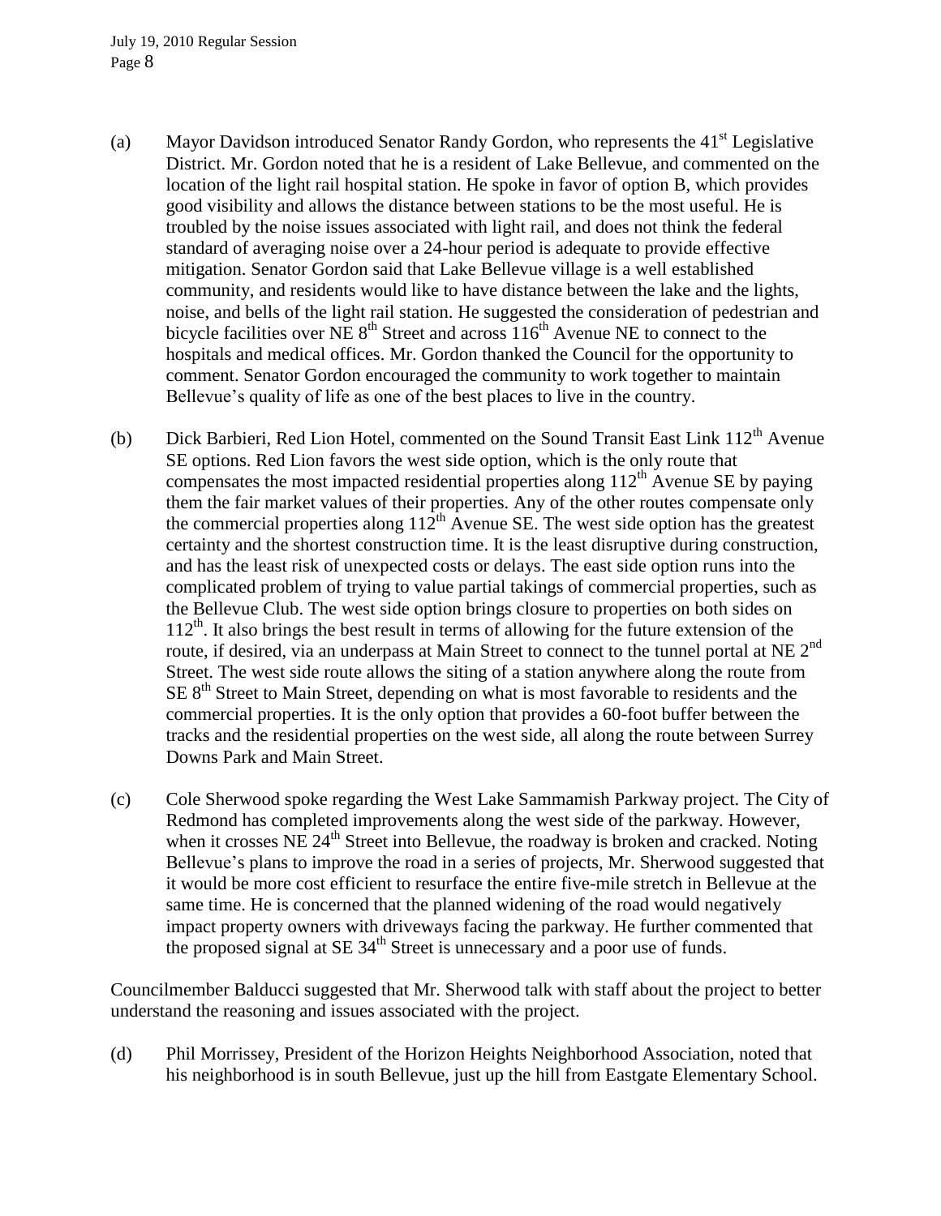(a) Mayor Davidson introduced Senator Randy Gordon, who represents the 41st Legislative District. Mr. Gordon noted that he is a resident of Lake Bellevue, and commented on the location of the light rail hospital station. He spoke in favor of option B, which provides good visibility and allows the distance between stations to be the most useful. He is troubled by the noise issues associated with light rail, and does not think the federal standard of averaging noise over a 24-hour period is adequate to provide effective mitigation. Senator Gordon said that Lake Bellevue village is a well established community, and residents would like to have distance between the lake and the lights, noise, and bells of the light rail station. He suggested the consideration of pedestrian and bicycle facilities over NE 8th Street and across 116th Avenue NE to connect to the hospitals and medical offices. Mr. Gordon thanked the Council for the opportunity to comment. Senator Gordon encouraged the community to work together to maintain Bellevue's quality of life as one of the best places to live in the country.

(b) Dick Barbieri, Red Lion Hotel, commented on the Sound Transit East Link 112th Avenue SE options. Red Lion favors the west side option, which is the only route that compensates the most impacted residential properties along 112th Avenue SE by paying them the fair market values of their properties. Any of the other routes compensate only the commercial properties along 112th Avenue SE. The west side option has the greatest certainty and the shortest construction time. It is the least disruptive during construction, and has the least risk of unexpected costs or delays. The east side option runs into the complicated problem of trying to value partial takings of commercial properties, such as the Bellevue Club. The west side option brings closure to properties on both sides on 112th. It also brings the best result in terms of allowing for the future extension of the route, if desired, via an underpass at Main Street to connect to the tunnel portal at NE 2nd Street. The west side route allows the siting of a station anywhere along the route from SE 8th Street to Main Street, depending on what is most favorable to residents and the commercial properties. It is the only option that provides a 60-foot buffer between the tracks and the residential properties on the west side, all along the route between Surrey Downs Park and Main Street.

(c) Cole Sherwood spoke regarding the West Lake Sammamish Parkway project. The City of Redmond has completed improvements along the west side of the parkway. However, when it crosses NE 24th Street into Bellevue, the roadway is broken and cracked. Noting Bellevue's plans to improve the road in a series of projects, Mr. Sherwood suggested that it would be more cost efficient to resurface the entire five-mile stretch in Bellevue at the same time. He is concerned that the planned widening of the road would negatively impact property owners with driveways facing the parkway. He further commented that the proposed signal at SE 34th Street is unnecessary and a poor use of funds.

Councilmember Balducci suggested that Mr. Sherwood talk with staff about the project to better understand the reasoning and issues associated with the project.

(d) Phil Morrissey, President of the Horizon Heights Neighborhood Association, noted that his neighborhood is in south Bellevue, just up the hill from Eastgate Elementary School.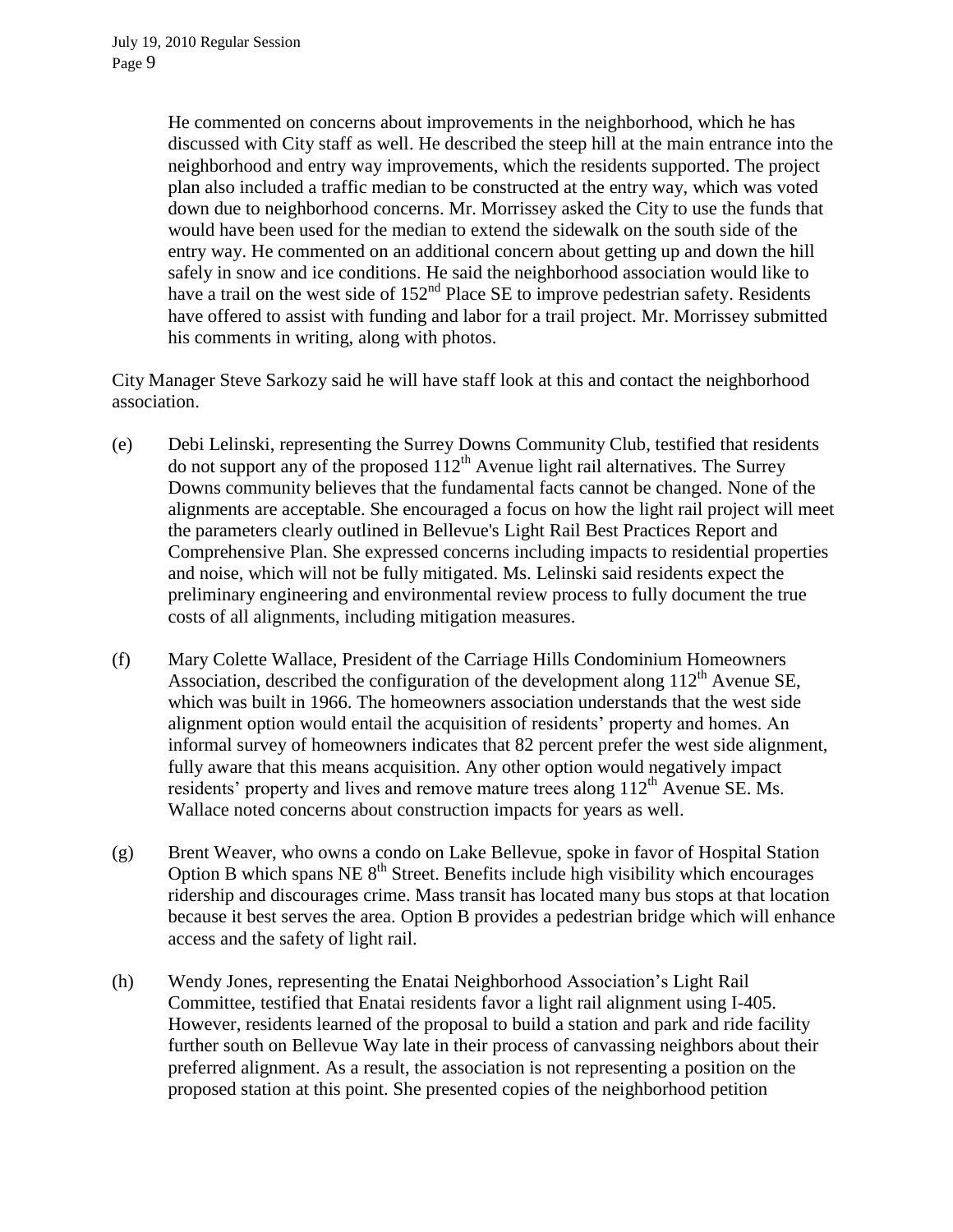He commented on concerns about improvements in the neighborhood, which he has discussed with City staff as well. He described the steep hill at the main entrance into the neighborhood and entry way improvements, which the residents supported. The project plan also included a traffic median to be constructed at the entry way, which was voted down due to neighborhood concerns. Mr. Morrissey asked the City to use the funds that would have been used for the median to extend the sidewalk on the south side of the entry way. He commented on an additional concern about getting up and down the hill safely in snow and ice conditions. He said the neighborhood association would like to have a trail on the west side of 152nd Place SE to improve pedestrian safety. Residents have offered to assist with funding and labor for a trail project. Mr. Morrissey submitted his comments in writing, along with photos.

City Manager Steve Sarkozy said he will have staff look at this and contact the neighborhood association.

(e) Debi Lelinski, representing the Surrey Downs Community Club, testified that residents do not support any of the proposed 112th Avenue light rail alternatives. The Surrey Downs community believes that the fundamental facts cannot be changed. None of the alignments are acceptable. She encouraged a focus on how the light rail project will meet the parameters clearly outlined in Bellevue's Light Rail Best Practices Report and Comprehensive Plan. She expressed concerns including impacts to residential properties and noise, which will not be fully mitigated. Ms. Lelinski said residents expect the preliminary engineering and environmental review process to fully document the true costs of all alignments, including mitigation measures.

(f) Mary Colette Wallace, President of the Carriage Hills Condominium Homeowners Association, described the configuration of the development along 112th Avenue SE, which was built in 1966. The homeowners association understands that the west side alignment option would entail the acquisition of residents' property and homes. An informal survey of homeowners indicates that 82 percent prefer the west side alignment, fully aware that this means acquisition. Any other option would negatively impact residents' property and lives and remove mature trees along 112th Avenue SE. Ms. Wallace noted concerns about construction impacts for years as well.

(g) Brent Weaver, who owns a condo on Lake Bellevue, spoke in favor of Hospital Station Option B which spans NE 8th Street. Benefits include high visibility which encourages ridership and discourages crime. Mass transit has located many bus stops at that location because it best serves the area. Option B provides a pedestrian bridge which will enhance access and the safety of light rail.

(h) Wendy Jones, representing the Enatai Neighborhood Association's Light Rail Committee, testified that Enatai residents favor a light rail alignment using I-405. However, residents learned of the proposal to build a station and park and ride facility further south on Bellevue Way late in their process of canvassing neighbors about their preferred alignment. As a result, the association is not representing a position on the proposed station at this point. She presented copies of the neighborhood petition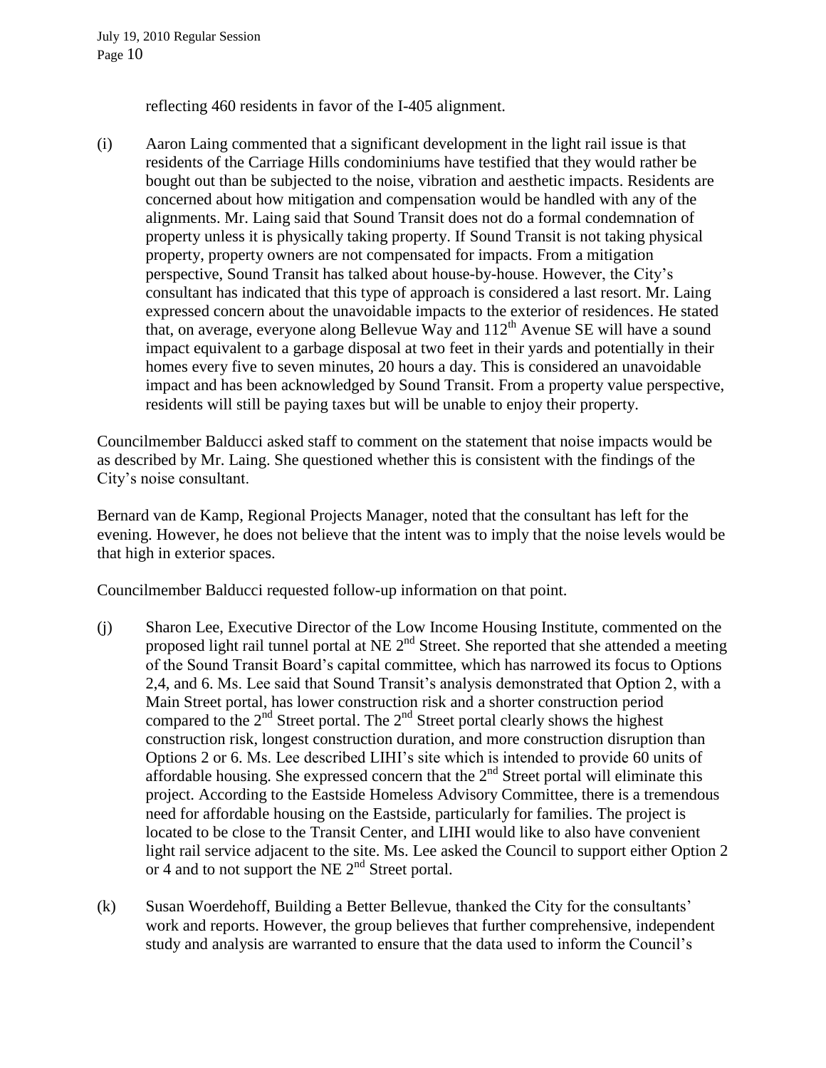reflecting 460 residents in favor of the I-405 alignment.

(i) Aaron Laing commented that a significant development in the light rail issue is that residents of the Carriage Hills condominiums have testified that they would rather be bought out than be subjected to the noise, vibration and aesthetic impacts. Residents are concerned about how mitigation and compensation would be handled with any of the alignments. Mr. Laing said that Sound Transit does not do a formal condemnation of property unless it is physically taking property. If Sound Transit is not taking physical property, property owners are not compensated for impacts. From a mitigation perspective, Sound Transit has talked about house-by-house. However, the City's consultant has indicated that this type of approach is considered a last resort. Mr. Laing expressed concern about the unavoidable impacts to the exterior of residences. He stated that, on average, everyone along Bellevue Way and 112th Avenue SE will have a sound impact equivalent to a garbage disposal at two feet in their yards and potentially in their homes every five to seven minutes, 20 hours a day. This is considered an unavoidable impact and has been acknowledged by Sound Transit. From a property value perspective, residents will still be paying taxes but will be unable to enjoy their property.

Councilmember Balducci asked staff to comment on the statement that noise impacts would be as described by Mr. Laing. She questioned whether this is consistent with the findings of the City's noise consultant.

Bernard van de Kamp, Regional Projects Manager, noted that the consultant has left for the evening. However, he does not believe that the intent was to imply that the noise levels would be that high in exterior spaces.

Councilmember Balducci requested follow-up information on that point.

(j) Sharon Lee, Executive Director of the Low Income Housing Institute, commented on the proposed light rail tunnel portal at NE 2nd Street. She reported that she attended a meeting of the Sound Transit Board's capital committee, which has narrowed its focus to Options 2,4, and 6. Ms. Lee said that Sound Transit's analysis demonstrated that Option 2, with a Main Street portal, has lower construction risk and a shorter construction period compared to the 2nd Street portal. The 2nd Street portal clearly shows the highest construction risk, longest construction duration, and more construction disruption than Options 2 or 6. Ms. Lee described LIHI's site which is intended to provide 60 units of affordable housing. She expressed concern that the 2nd Street portal will eliminate this project. According to the Eastside Homeless Advisory Committee, there is a tremendous need for affordable housing on the Eastside, particularly for families. The project is located to be close to the Transit Center, and LIHI would like to also have convenient light rail service adjacent to the site. Ms. Lee asked the Council to support either Option 2 or 4 and to not support the NE 2nd Street portal.

(k) Susan Woerdehoff, Building a Better Bellevue, thanked the City for the consultants' work and reports. However, the group believes that further comprehensive, independent study and analysis are warranted to ensure that the data used to inform the Council's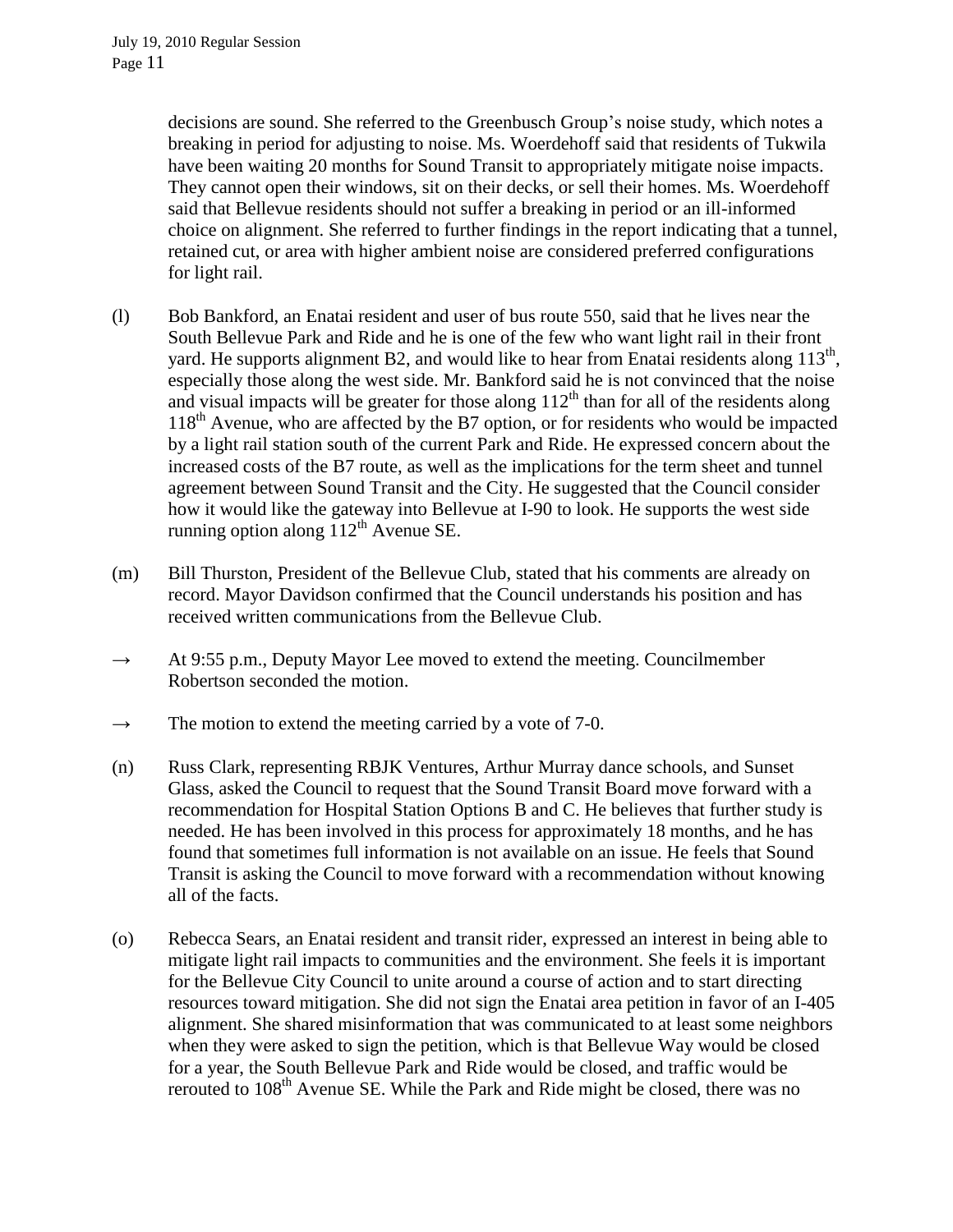decisions are sound. She referred to the Greenbusch Group's noise study, which notes a breaking in period for adjusting to noise. Ms. Woerdehoff said that residents of Tukwila have been waiting 20 months for Sound Transit to appropriately mitigate noise impacts. They cannot open their windows, sit on their decks, or sell their homes. Ms. Woerdehoff said that Bellevue residents should not suffer a breaking in period or an ill-informed choice on alignment. She referred to further findings in the report indicating that a tunnel, retained cut, or area with higher ambient noise are considered preferred configurations for light rail.

(l) Bob Bankford, an Enatai resident and user of bus route 550, said that he lives near the South Bellevue Park and Ride and he is one of the few who want light rail in their front yard. He supports alignment B2, and would like to hear from Enatai residents along 113th, especially those along the west side. Mr. Bankford said he is not convinced that the noise and visual impacts will be greater for those along 112th than for all of the residents along 118th Avenue, who are affected by the B7 option, or for residents who would be impacted by a light rail station south of the current Park and Ride. He expressed concern about the increased costs of the B7 route, as well as the implications for the term sheet and tunnel agreement between Sound Transit and the City. He suggested that the Council consider how it would like the gateway into Bellevue at I-90 to look. He supports the west side running option along 112th Avenue SE.

(m) Bill Thurston, President of the Bellevue Club, stated that his comments are already on record. Mayor Davidson confirmed that the Council understands his position and has received written communications from the Bellevue Club.

→ At 9:55 p.m., Deputy Mayor Lee moved to extend the meeting. Councilmember Robertson seconded the motion.

→ The motion to extend the meeting carried by a vote of 7-0.

(n) Russ Clark, representing RBJK Ventures, Arthur Murray dance schools, and Sunset Glass, asked the Council to request that the Sound Transit Board move forward with a recommendation for Hospital Station Options B and C. He believes that further study is needed. He has been involved in this process for approximately 18 months, and he has found that sometimes full information is not available on an issue. He feels that Sound Transit is asking the Council to move forward with a recommendation without knowing all of the facts.

(o) Rebecca Sears, an Enatai resident and transit rider, expressed an interest in being able to mitigate light rail impacts to communities and the environment. She feels it is important for the Bellevue City Council to unite around a course of action and to start directing resources toward mitigation. She did not sign the Enatai area petition in favor of an I-405 alignment. She shared misinformation that was communicated to at least some neighbors when they were asked to sign the petition, which is that Bellevue Way would be closed for a year, the South Bellevue Park and Ride would be closed, and traffic would be rerouted to 108th Avenue SE. While the Park and Ride might be closed, there was no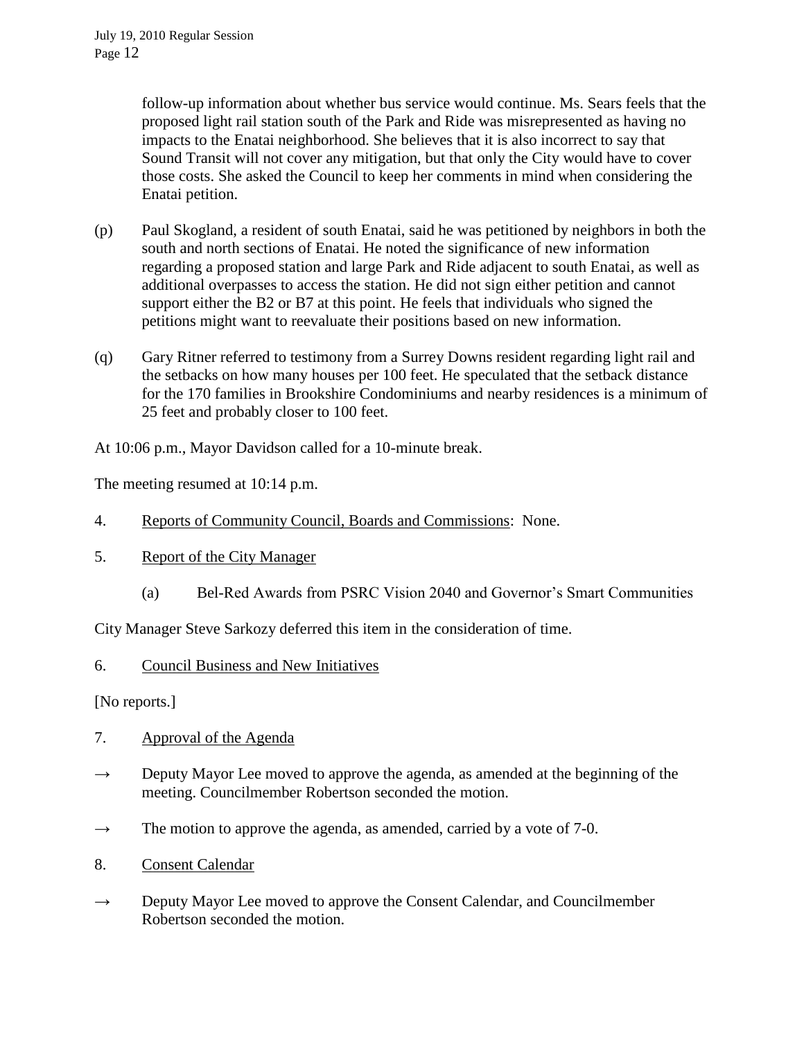follow-up information about whether bus service would continue. Ms. Sears feels that the proposed light rail station south of the Park and Ride was misrepresented as having no impacts to the Enatai neighborhood. She believes that it is also incorrect to say that Sound Transit will not cover any mitigation, but that only the City would have to cover those costs. She asked the Council to keep her comments in mind when considering the Enatai petition.

(p) Paul Skogland, a resident of south Enatai, said he was petitioned by neighbors in both the south and north sections of Enatai. He noted the significance of new information regarding a proposed station and large Park and Ride adjacent to south Enatai, as well as additional overpasses to access the station. He did not sign either petition and cannot support either the B2 or B7 at this point. He feels that individuals who signed the petitions might want to reevaluate their positions based on new information.

(q) Gary Ritner referred to testimony from a Surrey Downs resident regarding light rail and the setbacks on how many houses per 100 feet. He speculated that the setback distance for the 170 families in Brookshire Condominiums and nearby residences is a minimum of 25 feet and probably closer to 100 feet.

At 10:06 p.m., Mayor Davidson called for a 10-minute break.

The meeting resumed at 10:14 p.m.

4. Reports of Community Council, Boards and Commissions: None.

5. Report of the City Manager

    (a) Bel-Red Awards from PSRC Vision 2040 and Governor's Smart Communities

City Manager Steve Sarkozy deferred this item in the consideration of time.

6. Council Business and New Initiatives

[No reports.]

7. Approval of the Agenda

→ Deputy Mayor Lee moved to approve the agenda, as amended at the beginning of the meeting. Councilmember Robertson seconded the motion.

→ The motion to approve the agenda, as amended, carried by a vote of 7-0.

8. Consent Calendar

→ Deputy Mayor Lee moved to approve the Consent Calendar, and Councilmember Robertson seconded the motion.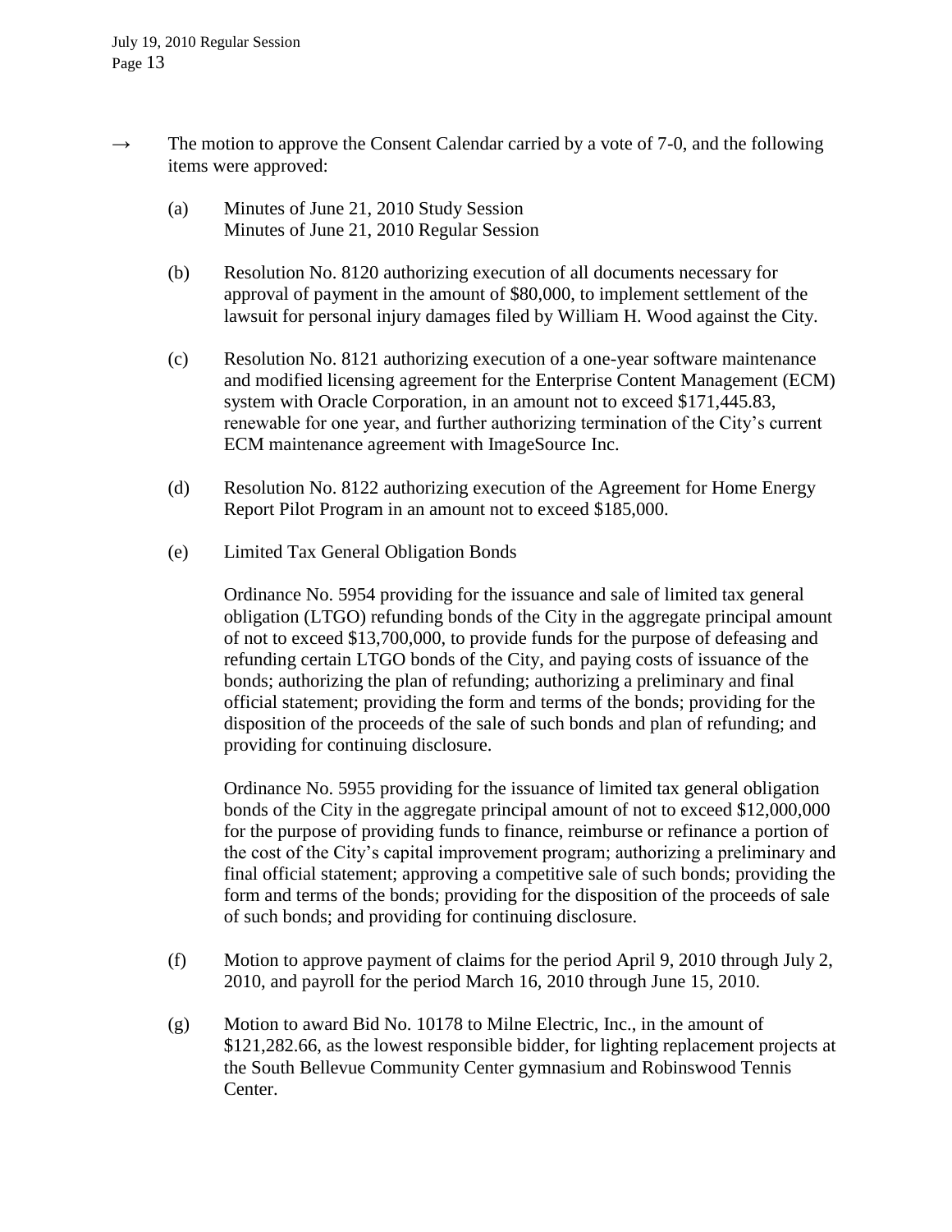→ The motion to approve the Consent Calendar carried by a vote of 7-0, and the following items were approved:

(a) Minutes of June 21, 2010 Study Session
Minutes of June 21, 2010 Regular Session

(b) Resolution No. 8120 authorizing execution of all documents necessary for approval of payment in the amount of $80,000, to implement settlement of the lawsuit for personal injury damages filed by William H. Wood against the City.

(c) Resolution No. 8121 authorizing execution of a one-year software maintenance and modified licensing agreement for the Enterprise Content Management (ECM) system with Oracle Corporation, in an amount not to exceed $171,445.83, renewable for one year, and further authorizing termination of the City's current ECM maintenance agreement with ImageSource Inc.

(d) Resolution No. 8122 authorizing execution of the Agreement for Home Energy Report Pilot Program in an amount not to exceed $185,000.

(e) Limited Tax General Obligation Bonds

Ordinance No. 5954 providing for the issuance and sale of limited tax general obligation (LTGO) refunding bonds of the City in the aggregate principal amount of not to exceed $13,700,000, to provide funds for the purpose of defeasing and refunding certain LTGO bonds of the City, and paying costs of issuance of the bonds; authorizing the plan of refunding; authorizing a preliminary and final official statement; providing the form and terms of the bonds; providing for the disposition of the proceeds of the sale of such bonds and plan of refunding; and providing for continuing disclosure.

Ordinance No. 5955 providing for the issuance of limited tax general obligation bonds of the City in the aggregate principal amount of not to exceed $12,000,000 for the purpose of providing funds to finance, reimburse or refinance a portion of the cost of the City's capital improvement program; authorizing a preliminary and final official statement; approving a competitive sale of such bonds; providing the form and terms of the bonds; providing for the disposition of the proceeds of sale of such bonds; and providing for continuing disclosure.

(f) Motion to approve payment of claims for the period April 9, 2010 through July 2, 2010, and payroll for the period March 16, 2010 through June 15, 2010.

(g) Motion to award Bid No. 10178 to Milne Electric, Inc., in the amount of $121,282.66, as the lowest responsible bidder, for lighting replacement projects at the South Bellevue Community Center gymnasium and Robinswood Tennis Center.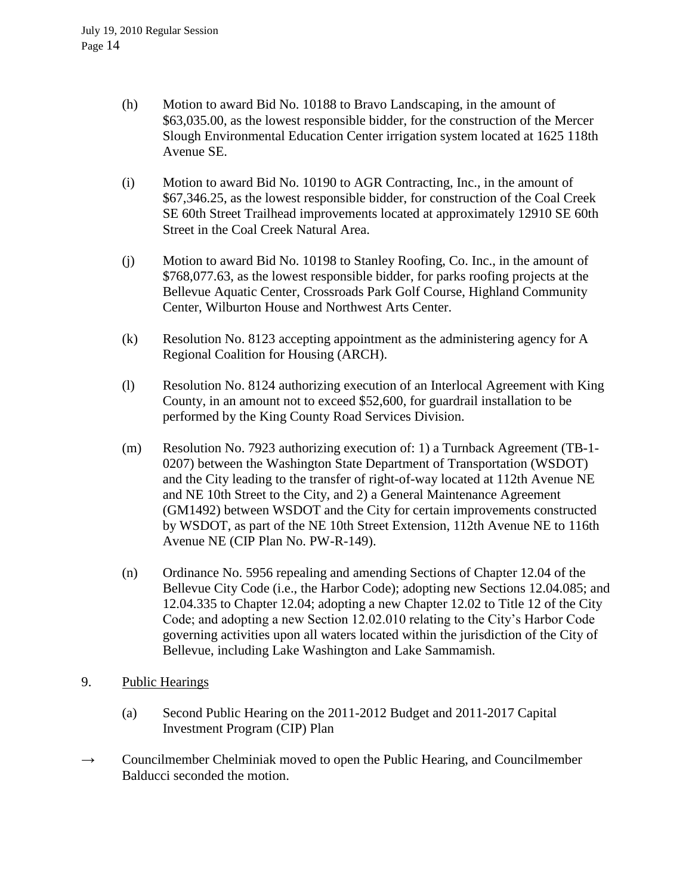(h) Motion to award Bid No. 10188 to Bravo Landscaping, in the amount of $63,035.00, as the lowest responsible bidder, for the construction of the Mercer Slough Environmental Education Center irrigation system located at 1625 118th Avenue SE.

(i) Motion to award Bid No. 10190 to AGR Contracting, Inc., in the amount of $67,346.25, as the lowest responsible bidder, for construction of the Coal Creek SE 60th Street Trailhead improvements located at approximately 12910 SE 60th Street in the Coal Creek Natural Area.

(j) Motion to award Bid No. 10198 to Stanley Roofing, Co. Inc., in the amount of $768,077.63, as the lowest responsible bidder, for parks roofing projects at the Bellevue Aquatic Center, Crossroads Park Golf Course, Highland Community Center, Wilburton House and Northwest Arts Center.

(k) Resolution No. 8123 accepting appointment as the administering agency for A Regional Coalition for Housing (ARCH).

(l) Resolution No. 8124 authorizing execution of an Interlocal Agreement with King County, in an amount not to exceed $52,600, for guardrail installation to be performed by the King County Road Services Division.

(m) Resolution No. 7923 authorizing execution of: 1) a Turnback Agreement (TB-1-0207) between the Washington State Department of Transportation (WSDOT) and the City leading to the transfer of right-of-way located at 112th Avenue NE and NE 10th Street to the City, and 2) a General Maintenance Agreement (GM1492) between WSDOT and the City for certain improvements constructed by WSDOT, as part of the NE 10th Street Extension, 112th Avenue NE to 116th Avenue NE (CIP Plan No. PW-R-149).

(n) Ordinance No. 5956 repealing and amending Sections of Chapter 12.04 of the Bellevue City Code (i.e., the Harbor Code); adopting new Sections 12.04.085; and 12.04.335 to Chapter 12.04; adopting a new Chapter 12.02 to Title 12 of the City Code; and adopting a new Section 12.02.010 relating to the City's Harbor Code governing activities upon all waters located within the jurisdiction of the City of Bellevue, including Lake Washington and Lake Sammamish.

9. Public Hearings

(a) Second Public Hearing on the 2011-2012 Budget and 2011-2017 Capital Investment Program (CIP) Plan

→ Councilmember Chelminiak moved to open the Public Hearing, and Councilmember Balducci seconded the motion.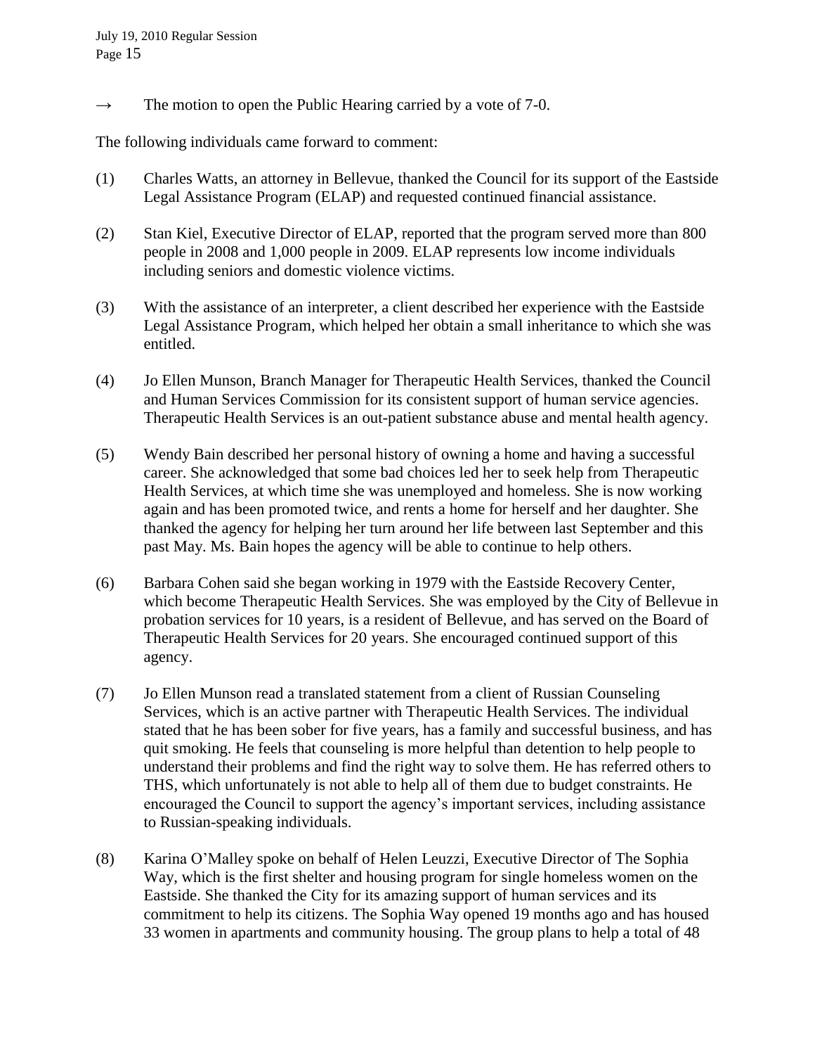→ The motion to open the Public Hearing carried by a vote of 7-0.

The following individuals came forward to comment:

(1) Charles Watts, an attorney in Bellevue, thanked the Council for its support of the Eastside Legal Assistance Program (ELAP) and requested continued financial assistance.

(2) Stan Kiel, Executive Director of ELAP, reported that the program served more than 800 people in 2008 and 1,000 people in 2009. ELAP represents low income individuals including seniors and domestic violence victims.

(3) With the assistance of an interpreter, a client described her experience with the Eastside Legal Assistance Program, which helped her obtain a small inheritance to which she was entitled.

(4) Jo Ellen Munson, Branch Manager for Therapeutic Health Services, thanked the Council and Human Services Commission for its consistent support of human service agencies. Therapeutic Health Services is an out-patient substance abuse and mental health agency.

(5) Wendy Bain described her personal history of owning a home and having a successful career. She acknowledged that some bad choices led her to seek help from Therapeutic Health Services, at which time she was unemployed and homeless. She is now working again and has been promoted twice, and rents a home for herself and her daughter. She thanked the agency for helping her turn around her life between last September and this past May. Ms. Bain hopes the agency will be able to continue to help others.

(6) Barbara Cohen said she began working in 1979 with the Eastside Recovery Center, which become Therapeutic Health Services. She was employed by the City of Bellevue in probation services for 10 years, is a resident of Bellevue, and has served on the Board of Therapeutic Health Services for 20 years. She encouraged continued support of this agency.

(7) Jo Ellen Munson read a translated statement from a client of Russian Counseling Services, which is an active partner with Therapeutic Health Services. The individual stated that he has been sober for five years, has a family and successful business, and has quit smoking. He feels that counseling is more helpful than detention to help people to understand their problems and find the right way to solve them. He has referred others to THS, which unfortunately is not able to help all of them due to budget constraints. He encouraged the Council to support the agency's important services, including assistance to Russian-speaking individuals.

(8) Karina O'Malley spoke on behalf of Helen Leuzzi, Executive Director of The Sophia Way, which is the first shelter and housing program for single homeless women on the Eastside. She thanked the City for its amazing support of human services and its commitment to help its citizens. The Sophia Way opened 19 months ago and has housed 33 women in apartments and community housing. The group plans to help a total of 48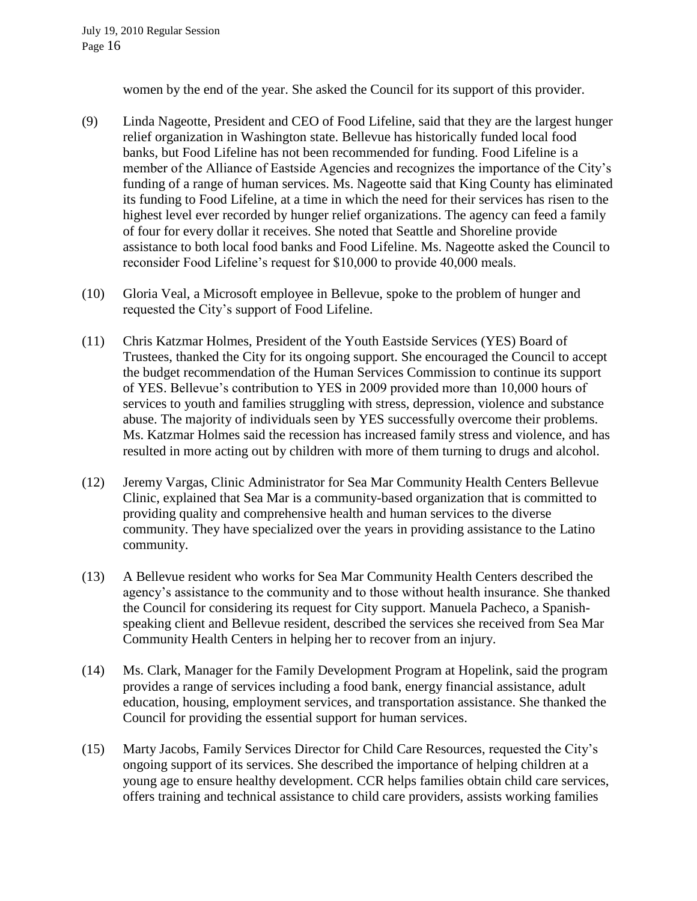women by the end of the year. She asked the Council for its support of this provider.

(9) Linda Nageotte, President and CEO of Food Lifeline, said that they are the largest hunger relief organization in Washington state. Bellevue has historically funded local food banks, but Food Lifeline has not been recommended for funding. Food Lifeline is a member of the Alliance of Eastside Agencies and recognizes the importance of the City's funding of a range of human services. Ms. Nageotte said that King County has eliminated its funding to Food Lifeline, at a time in which the need for their services has risen to the highest level ever recorded by hunger relief organizations. The agency can feed a family of four for every dollar it receives. She noted that Seattle and Shoreline provide assistance to both local food banks and Food Lifeline. Ms. Nageotte asked the Council to reconsider Food Lifeline's request for $10,000 to provide 40,000 meals.

(10) Gloria Veal, a Microsoft employee in Bellevue, spoke to the problem of hunger and requested the City's support of Food Lifeline.

(11) Chris Katzmar Holmes, President of the Youth Eastside Services (YES) Board of Trustees, thanked the City for its ongoing support. She encouraged the Council to accept the budget recommendation of the Human Services Commission to continue its support of YES. Bellevue's contribution to YES in 2009 provided more than 10,000 hours of services to youth and families struggling with stress, depression, violence and substance abuse. The majority of individuals seen by YES successfully overcome their problems. Ms. Katzmar Holmes said the recession has increased family stress and violence, and has resulted in more acting out by children with more of them turning to drugs and alcohol.

(12) Jeremy Vargas, Clinic Administrator for Sea Mar Community Health Centers Bellevue Clinic, explained that Sea Mar is a community-based organization that is committed to providing quality and comprehensive health and human services to the diverse community. They have specialized over the years in providing assistance to the Latino community.

(13) A Bellevue resident who works for Sea Mar Community Health Centers described the agency's assistance to the community and to those without health insurance. She thanked the Council for considering its request for City support. Manuela Pacheco, a Spanish-speaking client and Bellevue resident, described the services she received from Sea Mar Community Health Centers in helping her to recover from an injury.

(14) Ms. Clark, Manager for the Family Development Program at Hopelink, said the program provides a range of services including a food bank, energy financial assistance, adult education, housing, employment services, and transportation assistance. She thanked the Council for providing the essential support for human services.

(15) Marty Jacobs, Family Services Director for Child Care Resources, requested the City's ongoing support of its services. She described the importance of helping children at a young age to ensure healthy development. CCR helps families obtain child care services, offers training and technical assistance to child care providers, assists working families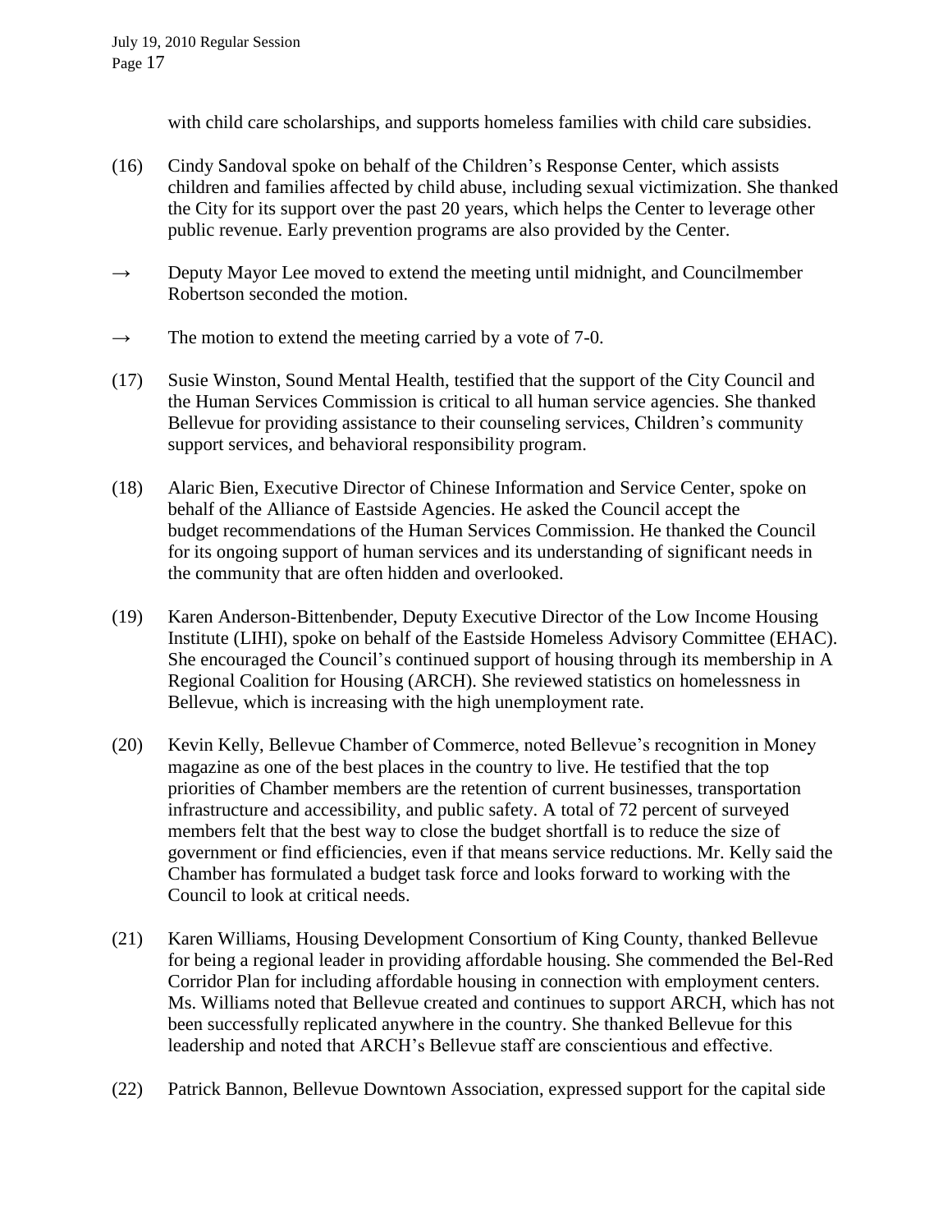with child care scholarships, and supports homeless families with child care subsidies.

(16) Cindy Sandoval spoke on behalf of the Children's Response Center, which assists children and families affected by child abuse, including sexual victimization. She thanked the City for its support over the past 20 years, which helps the Center to leverage other public revenue. Early prevention programs are also provided by the Center.

→ Deputy Mayor Lee moved to extend the meeting until midnight, and Councilmember Robertson seconded the motion.

→ The motion to extend the meeting carried by a vote of 7-0.

(17) Susie Winston, Sound Mental Health, testified that the support of the City Council and the Human Services Commission is critical to all human service agencies. She thanked Bellevue for providing assistance to their counseling services, Children's community support services, and behavioral responsibility program.

(18) Alaric Bien, Executive Director of Chinese Information and Service Center, spoke on behalf of the Alliance of Eastside Agencies. He asked the Council accept the budget recommendations of the Human Services Commission. He thanked the Council for its ongoing support of human services and its understanding of significant needs in the community that are often hidden and overlooked.

(19) Karen Anderson-Bittenbender, Deputy Executive Director of the Low Income Housing Institute (LIHI), spoke on behalf of the Eastside Homeless Advisory Committee (EHAC). She encouraged the Council's continued support of housing through its membership in A Regional Coalition for Housing (ARCH). She reviewed statistics on homelessness in Bellevue, which is increasing with the high unemployment rate.

(20) Kevin Kelly, Bellevue Chamber of Commerce, noted Bellevue's recognition in Money magazine as one of the best places in the country to live. He testified that the top priorities of Chamber members are the retention of current businesses, transportation infrastructure and accessibility, and public safety. A total of 72 percent of surveyed members felt that the best way to close the budget shortfall is to reduce the size of government or find efficiencies, even if that means service reductions. Mr. Kelly said the Chamber has formulated a budget task force and looks forward to working with the Council to look at critical needs.

(21) Karen Williams, Housing Development Consortium of King County, thanked Bellevue for being a regional leader in providing affordable housing. She commended the Bel-Red Corridor Plan for including affordable housing in connection with employment centers. Ms. Williams noted that Bellevue created and continues to support ARCH, which has not been successfully replicated anywhere in the country. She thanked Bellevue for this leadership and noted that ARCH's Bellevue staff are conscientious and effective.

(22) Patrick Bannon, Bellevue Downtown Association, expressed support for the capital side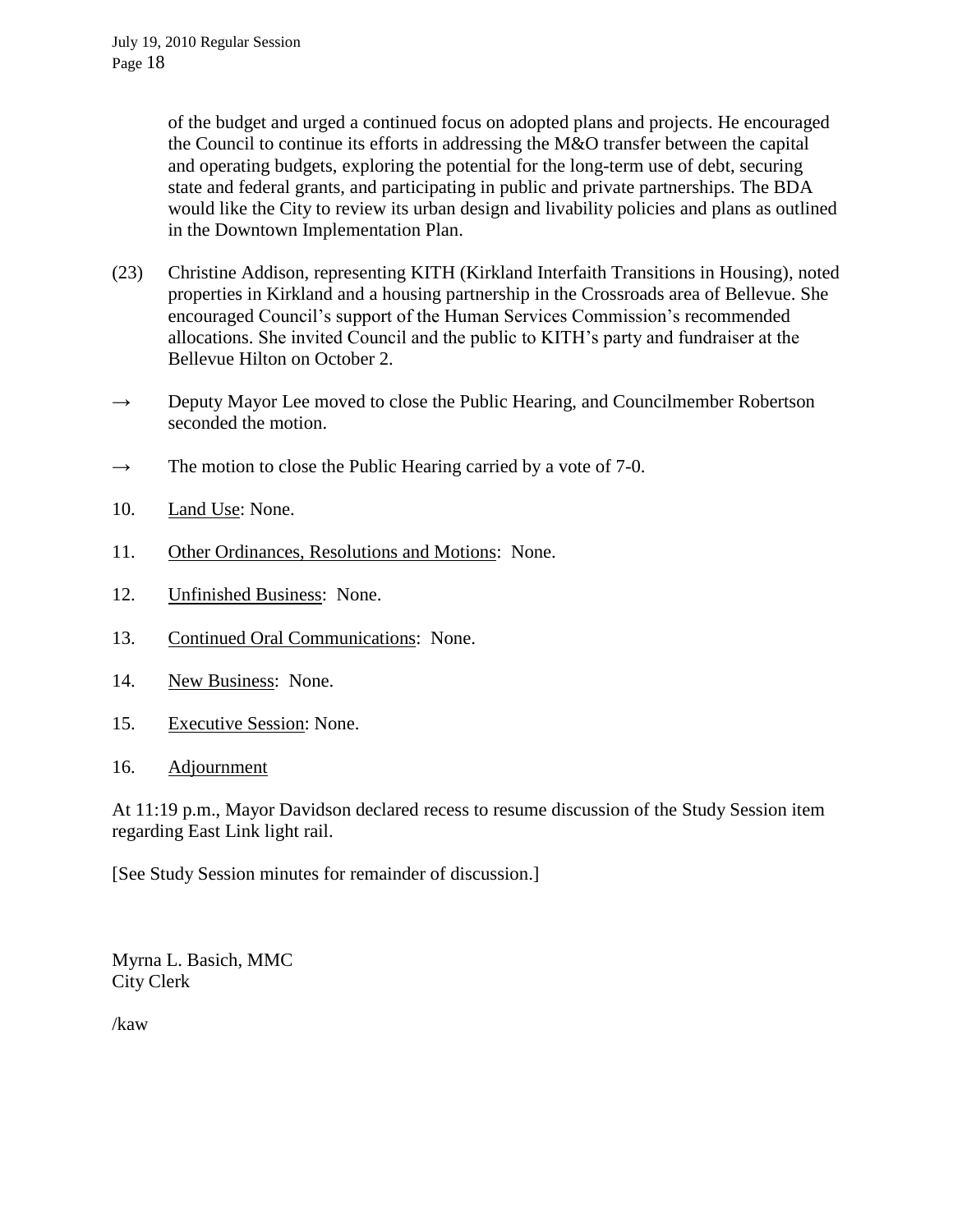of the budget and urged a continued focus on adopted plans and projects. He encouraged the Council to continue its efforts in addressing the M&O transfer between the capital and operating budgets, exploring the potential for the long-term use of debt, securing state and federal grants, and participating in public and private partnerships. The BDA would like the City to review its urban design and livability policies and plans as outlined in the Downtown Implementation Plan.

(23) Christine Addison, representing KITH (Kirkland Interfaith Transitions in Housing), noted properties in Kirkland and a housing partnership in the Crossroads area of Bellevue. She encouraged Council's support of the Human Services Commission's recommended allocations. She invited Council and the public to KITH's party and fundraiser at the Bellevue Hilton on October 2.

→ Deputy Mayor Lee moved to close the Public Hearing, and Councilmember Robertson seconded the motion.

→ The motion to close the Public Hearing carried by a vote of 7-0.

10. Land Use: None.

11. Other Ordinances, Resolutions and Motions: None.

12. Unfinished Business: None.

13. Continued Oral Communications: None.

14. New Business: None.

15. Executive Session: None.

16. Adjournment

At 11:19 p.m., Mayor Davidson declared recess to resume discussion of the Study Session item regarding East Link light rail.

[See Study Session minutes for remainder of discussion.]

Myrna L. Basich, MMC
City Clerk

/kaw